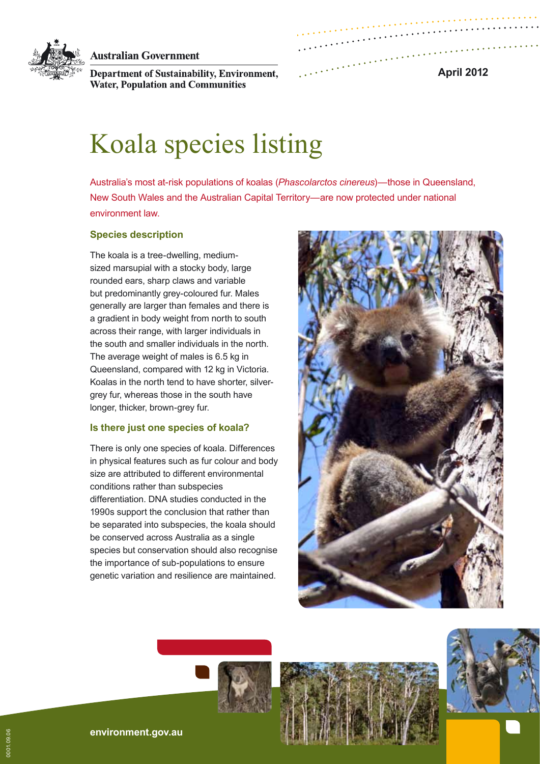Australian Government

Department of Sustainability, Environment, Water, Population and Communities

April 2012

# Koala species listing

Australia's most at-risk populations of koalas (*Phascolarctos cinereus*)—those in Queensland, New South Wales and the Australian Capital Territory—are now protected under national environment law.

## Species description

The koala is a tree-dwelling, medium-sized marsupial with a stocky body, large rounded ears, sharp claws and variable but predominantly grey-coloured fur. Males generally are larger than females and there is a gradient in body weight from north to south across their range, with larger individuals in the south and smaller individuals in the north. The average weight of males is 6.5 kg in Queensland, compared with 12 kg in Victoria. Koalas in the north tend to have shorter, silver-grey fur, whereas those in the south have longer, thicker, brown-grey fur.

## Is there just one species of koala?

There is only one species of koala. Differences in physical features such as fur colour and body size are attributed to different environmental conditions rather than subspecies differentiation. DNA studies conducted in the 1990s support the conclusion that rather than be separated into subspecies, the koala should be conserved across Australia as a single species but conservation should also recognise the importance of sub-populations to ensure genetic variation and resilience are maintained.

environment.gov.au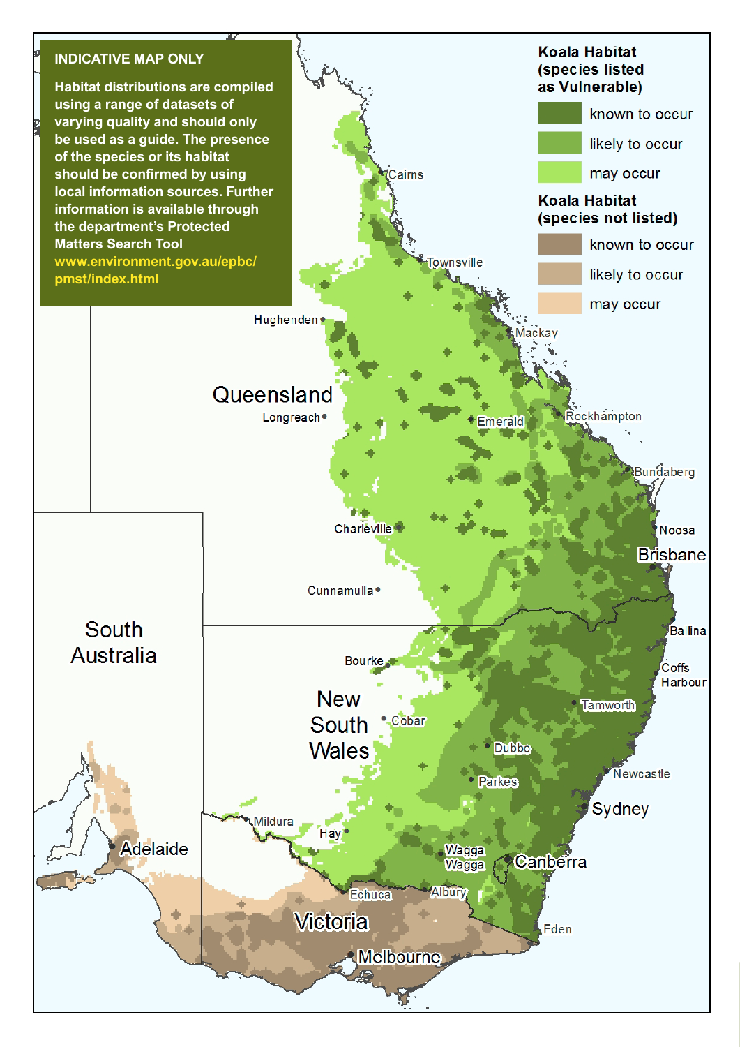**INDICATIVE MAP ONLY**

**Habitat distributions are compiled using a range of datasets of varying quality and should only be used as a guide. The presence of the species or its habitat should be confirmed by using local information sources. Further information is available through the department's Protected Matters Search Tool**
**www.environment.gov.au/epbc/pmst/index.html**

**Koala Habitat (species listed as Vulnerable)**

- known to occur
- likely to occur
- may occur

**Koala Habitat (species not listed)**

- known to occur
- likely to occur
- may occur

Queensland
South Australia
New South Wales
Victoria

Cairns
Townsville
Hughenden
Mackay
Longreach
Emerald
Rockhampton
Bundaberg
Charleville
Noosa
Brisbane
Cunnamulla
Ballina
Bourke
Coffs Harbour
Cobar
Tamworth
Dubbo
Parkes
Newcastle
Sydney
Mildura
Hay
Adelaide
Wagga Wagga
Canberra
Echuca
Albury
Eden
Melbourne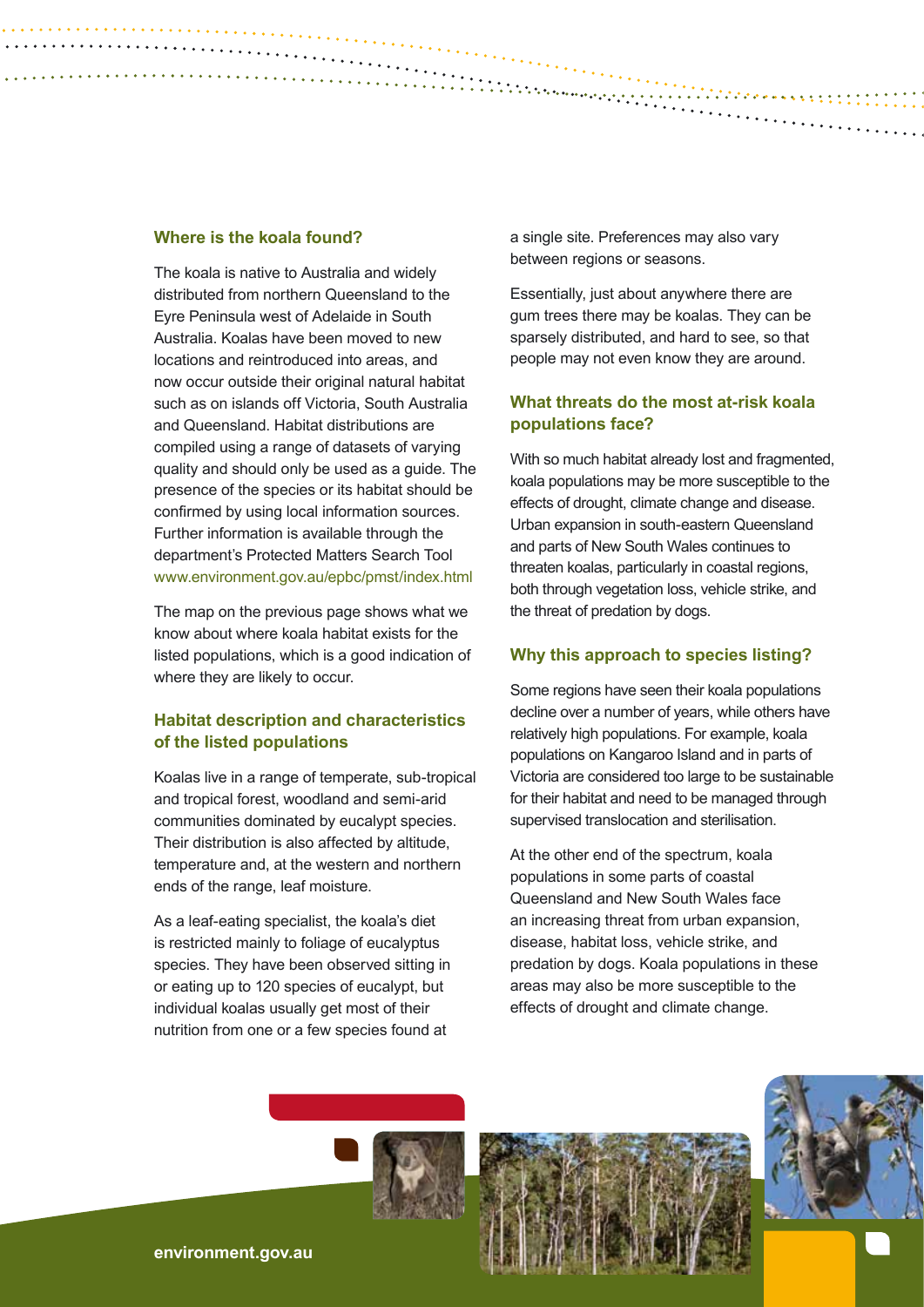## Where is the koala found?

The koala is native to Australia and widely distributed from northern Queensland to the Eyre Peninsula west of Adelaide in South Australia. Koalas have been moved to new locations and reintroduced into areas, and now occur outside their original natural habitat such as on islands off Victoria, South Australia and Queensland. Habitat distributions are compiled using a range of datasets of varying quality and should only be used as a guide. The presence of the species or its habitat should be confirmed by using local information sources. Further information is available through the department's Protected Matters Search Tool www.environment.gov.au/epbc/pmst/index.html

The map on the previous page shows what we know about where koala habitat exists for the listed populations, which is a good indication of where they are likely to occur.

## Habitat description and characteristics of the listed populations

Koalas live in a range of temperate, sub-tropical and tropical forest, woodland and semi-arid communities dominated by eucalypt species. Their distribution is also affected by altitude, temperature and, at the western and northern ends of the range, leaf moisture.

As a leaf-eating specialist, the koala's diet is restricted mainly to foliage of eucalyptus species. They have been observed sitting in or eating up to 120 species of eucalypt, but individual koalas usually get most of their nutrition from one or a few species found at a single site. Preferences may also vary between regions or seasons.

Essentially, just about anywhere there are gum trees there may be koalas. They can be sparsely distributed, and hard to see, so that people may not even know they are around.

## What threats do the most at-risk koala populations face?

With so much habitat already lost and fragmented, koala populations may be more susceptible to the effects of drought, climate change and disease. Urban expansion in south-eastern Queensland and parts of New South Wales continues to threaten koalas, particularly in coastal regions, both through vegetation loss, vehicle strike, and the threat of predation by dogs.

## Why this approach to species listing?

Some regions have seen their koala populations decline over a number of years, while others have relatively high populations. For example, koala populations on Kangaroo Island and in parts of Victoria are considered too large to be sustainable for their habitat and need to be managed through supervised translocation and sterilisation.

At the other end of the spectrum, koala populations in some parts of coastal Queensland and New South Wales face an increasing threat from urban expansion, disease, habitat loss, vehicle strike, and predation by dogs. Koala populations in these areas may also be more susceptible to the effects of drought and climate change.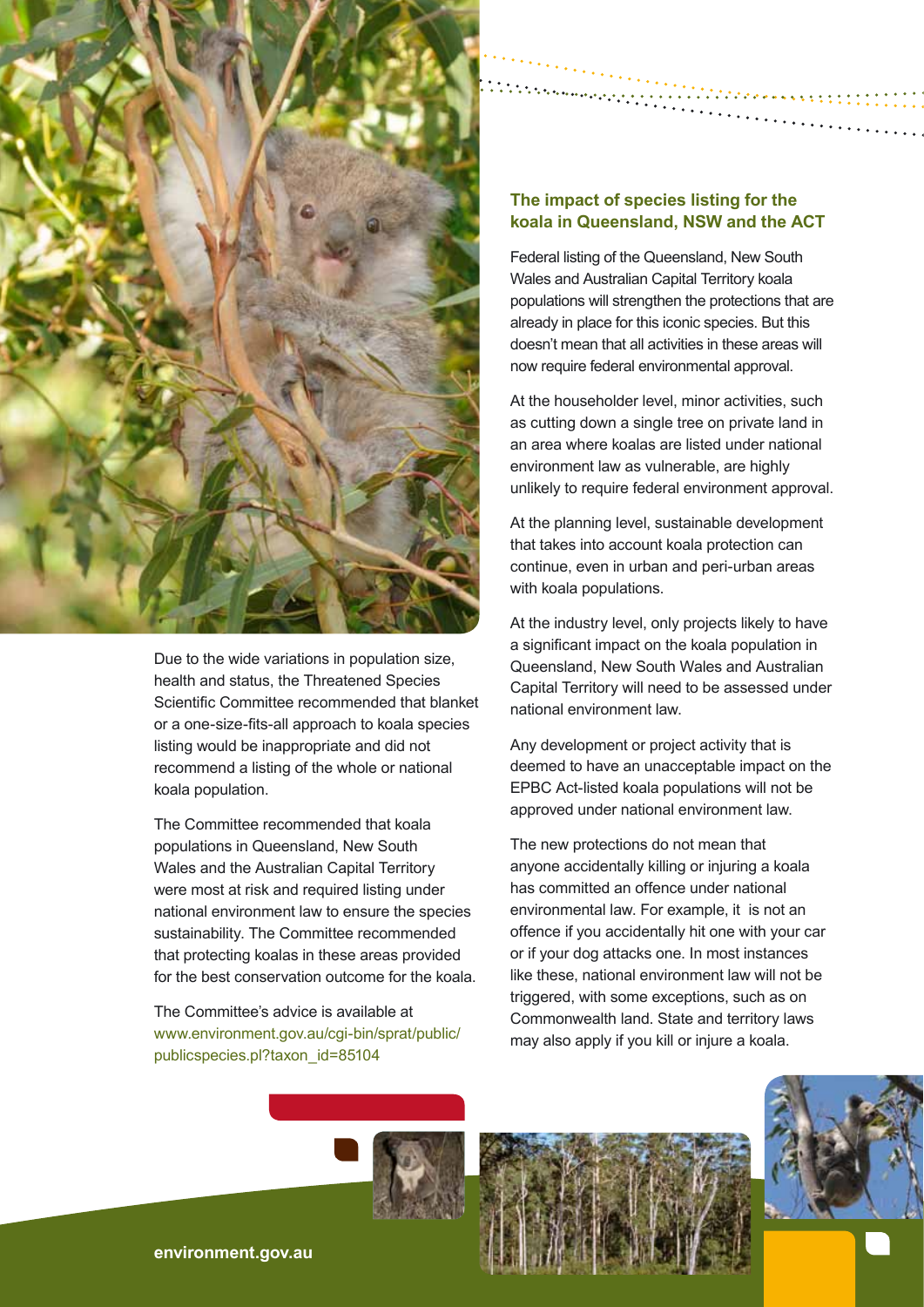Due to the wide variations in population size, health and status, the Threatened Species Scientific Committee recommended that blanket or a one-size-fits-all approach to koala species listing would be inappropriate and did not recommend a listing of the whole or national koala population.

The Committee recommended that koala populations in Queensland, New South Wales and the Australian Capital Territory were most at risk and required listing under national environment law to ensure the species sustainability. The Committee recommended that protecting koalas in these areas provided for the best conservation outcome for the koala.

The Committee's advice is available at www.environment.gov.au/cgi-bin/sprat/public/publicspecies.pl?taxon_id=85104

## The impact of species listing for the koala in Queensland, NSW and the ACT

Federal listing of the Queensland, New South Wales and Australian Capital Territory koala populations will strengthen the protections that are already in place for this iconic species. But this doesn't mean that all activities in these areas will now require federal environmental approval.

At the householder level, minor activities, such as cutting down a single tree on private land in an area where koalas are listed under national environment law as vulnerable, are highly unlikely to require federal environment approval.

At the planning level, sustainable development that takes into account koala protection can continue, even in urban and peri-urban areas with koala populations.

At the industry level, only projects likely to have a significant impact on the koala population in Queensland, New South Wales and Australian Capital Territory will need to be assessed under national environment law.

Any development or project activity that is deemed to have an unacceptable impact on the EPBC Act-listed koala populations will not be approved under national environment law.

The new protections do not mean that anyone accidentally killing or injuring a koala has committed an offence under national environmental law. For example, it is not an offence if you accidentally hit one with your car or if your dog attacks one. In most instances like these, national environment law will not be triggered, with some exceptions, such as on Commonwealth land. State and territory laws may also apply if you kill or injure a koala.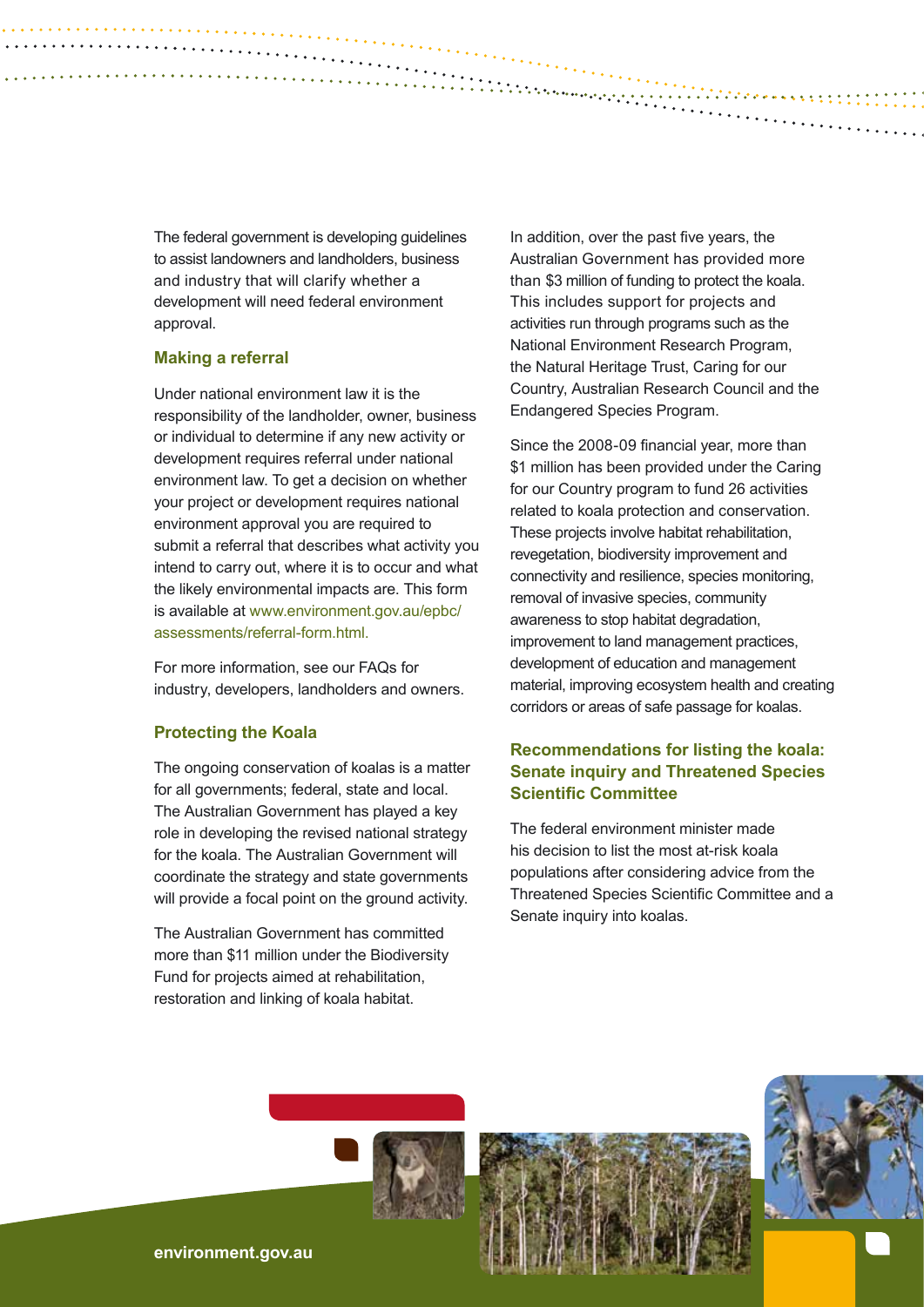The federal government is developing guidelines to assist landowners and landholders, business and industry that will clarify whether a development will need federal environment approval.

## Making a referral

Under national environment law it is the responsibility of the landholder, owner, business or individual to determine if any new activity or development requires referral under national environment law. To get a decision on whether your project or development requires national environment approval you are required to submit a referral that describes what activity you intend to carry out, where it is to occur and what the likely environmental impacts are. This form is available at www.environment.gov.au/epbc/assessments/referral-form.html.

For more information, see our FAQs for industry, developers, landholders and owners.

## Protecting the Koala

The ongoing conservation of koalas is a matter for all governments; federal, state and local. The Australian Government has played a key role in developing the revised national strategy for the koala. The Australian Government will coordinate the strategy and state governments will provide a focal point on the ground activity.

The Australian Government has committed more than $11 million under the Biodiversity Fund for projects aimed at rehabilitation, restoration and linking of koala habitat.

In addition, over the past five years, the Australian Government has provided more than $3 million of funding to protect the koala. This includes support for projects and activities run through programs such as the National Environment Research Program, the Natural Heritage Trust, Caring for our Country, Australian Research Council and the Endangered Species Program.

Since the 2008-09 financial year, more than $1 million has been provided under the Caring for our Country program to fund 26 activities related to koala protection and conservation. These projects involve habitat rehabilitation, revegetation, biodiversity improvement and connectivity and resilience, species monitoring, removal of invasive species, community awareness to stop habitat degradation, improvement to land management practices, development of education and management material, improving ecosystem health and creating corridors or areas of safe passage for koalas.

## Recommendations for listing the koala: Senate inquiry and Threatened Species Scientific Committee

The federal environment minister made his decision to list the most at-risk koala populations after considering advice from the Threatened Species Scientific Committee and a Senate inquiry into koalas.

**environment.gov.au**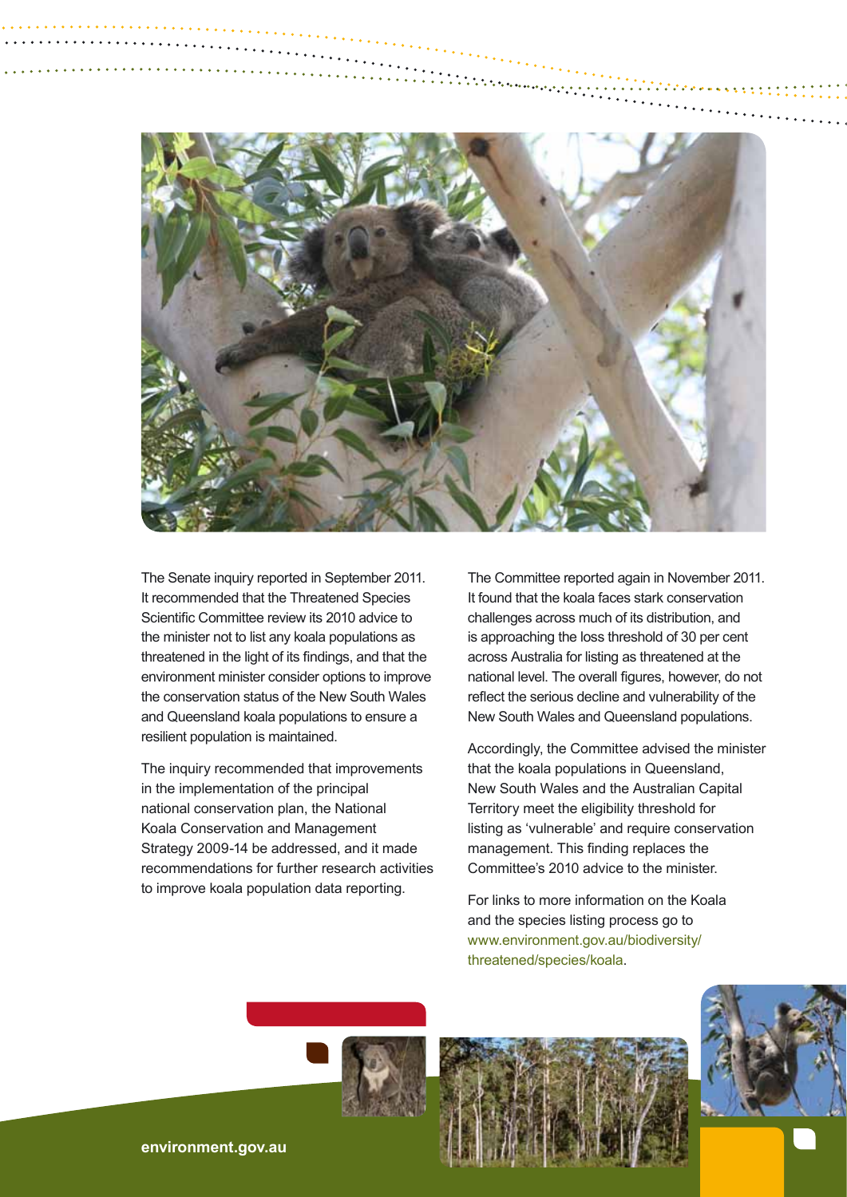The Senate inquiry reported in September 2011. It recommended that the Threatened Species Scientific Committee review its 2010 advice to the minister not to list any koala populations as threatened in the light of its findings, and that the environment minister consider options to improve the conservation status of the New South Wales and Queensland koala populations to ensure a resilient population is maintained.

The inquiry recommended that improvements in the implementation of the principal national conservation plan, the National Koala Conservation and Management Strategy 2009-14 be addressed, and it made recommendations for further research activities to improve koala population data reporting.

The Committee reported again in November 2011. It found that the koala faces stark conservation challenges across much of its distribution, and is approaching the loss threshold of 30 per cent across Australia for listing as threatened at the national level. The overall figures, however, do not reflect the serious decline and vulnerability of the New South Wales and Queensland populations.

Accordingly, the Committee advised the minister that the koala populations in Queensland, New South Wales and the Australian Capital Territory meet the eligibility threshold for listing as 'vulnerable' and require conservation management. This finding replaces the Committee's 2010 advice to the minister.

For links to more information on the Koala and the species listing process go to www.environment.gov.au/biodiversity/threatened/species/koala.

**environment.gov.au**